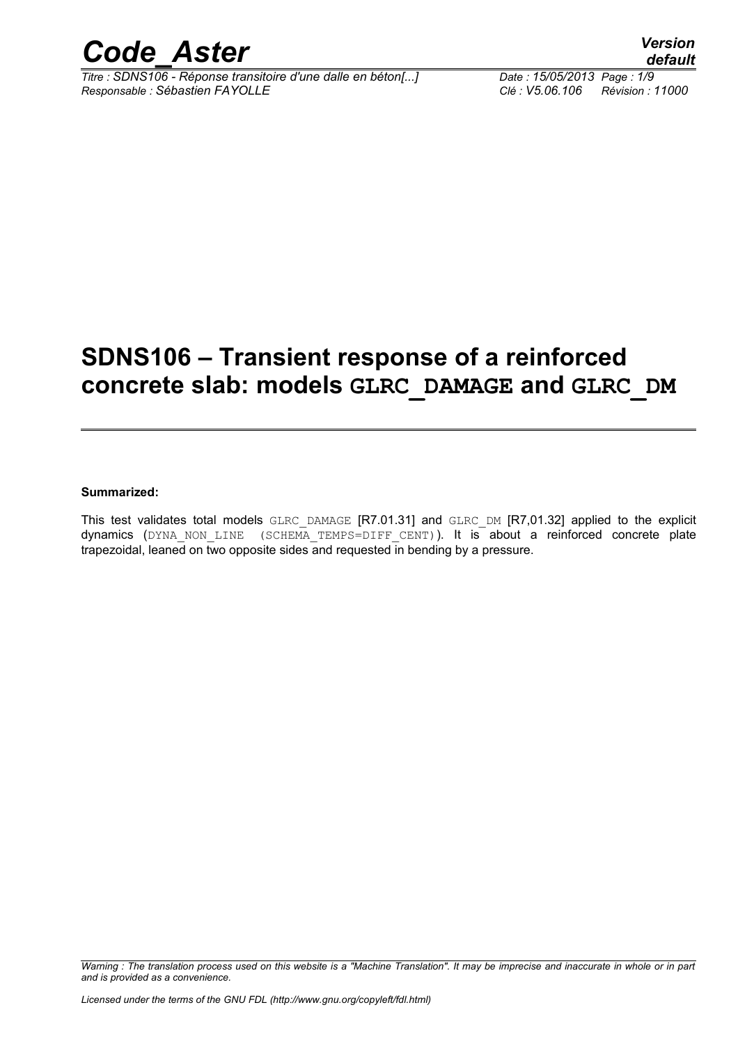# SDNS106 – Transient response of a reinforced concrete slab: models GLRC_DAMAGE and GLRC_DM

**Summarized:**

This test validates total models GLRC_DAMAGE [R7.01.31] and GLRC_DM [R7,01.32] applied to the explicit dynamics (DYNA_NON_LINE (SCHEMA_TEMPS=DIFF_CENT)). It is about a reinforced concrete plate trapezoidal, leaned on two opposite sides and requested in bending by a pressure.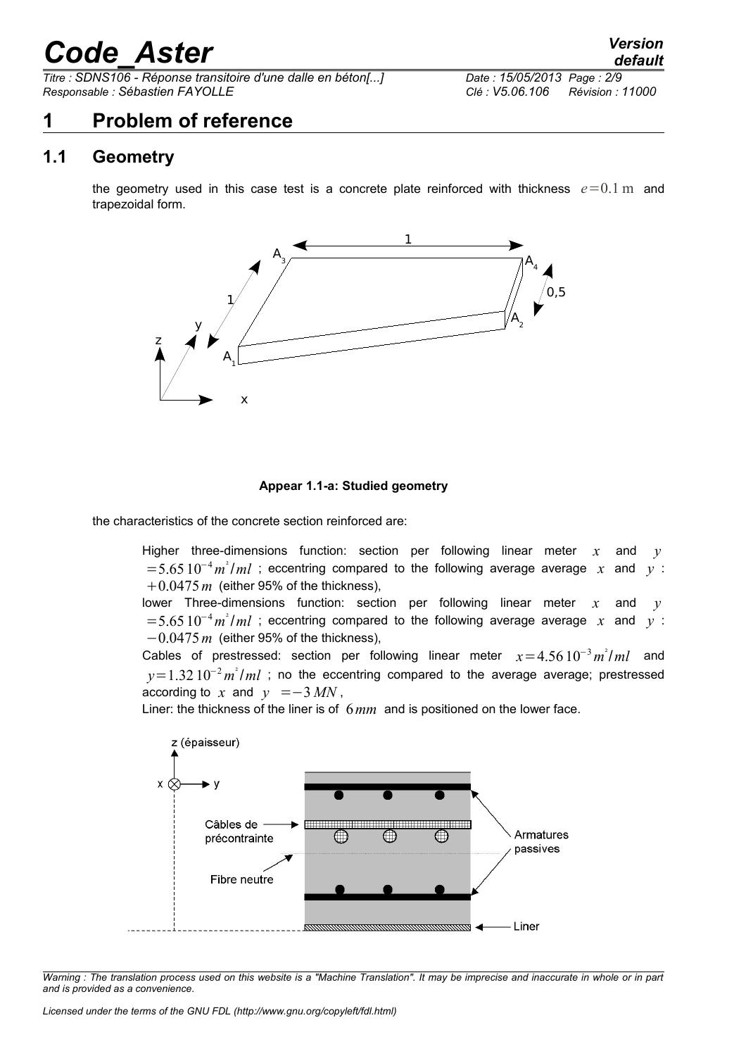# 1 Problem of reference

## 1.1 Geometry

the geometry used in this case test is a concrete plate reinforced with thickness $e=0.1\,\mathrm{m}$ and trapezoidal form.

**Appear 1.1-a: Studied geometry**

the characteristics of the concrete section reinforced are:

Higher three-dimensions function: section per following linear meter $x$ and $y$ $=5.65\,10^{-4}\,m^2/ml$ ; eccentring compared to the following average average $x$ and $y$ : $+0.0475\,m$ (either 95% of the thickness),
lower Three-dimensions function: section per following linear meter $x$ and $y$ $=5.65\,10^{-4}\,m^2/ml$ ; eccentring compared to the following average average $x$ and $y$ : $-0.0475\,m$ (either 95% of the thickness),
Cables of prestressed: section per following linear meter $x=4.56\,10^{-3}\,m^2/ml$ and $y=1.32\,10^{-2}\,m^2/ml$ ; no the eccentring compared to the average average; prestressed according to $x$ and $y$ $=-3\,MN$,
Liner: the thickness of the liner is of $6\,mm$ and is positioned on the lower face.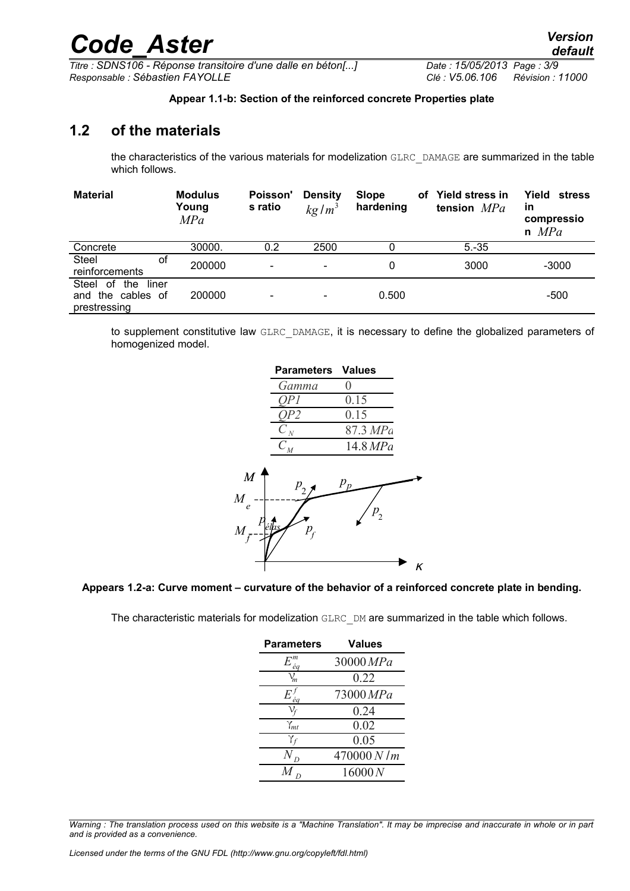**Appear 1.1-b: Section of the reinforced concrete Properties plate**

## 1.2 of the materials

the characteristics of the various materials for modelization GLRC_DAMAGE are summarized in the table which follows.

| Material | Modulus Young $MPa$ | Poisson's ratio | Density $kg/m^3$ | Slope of hardening | Yield stress in tension $MPa$ | Yield stress in compression $MPa$ |
|---|---|---|---|---|---|---|
| Concrete | 30000. | 0.2 | 2500 | 0 | 5.-35 | |
| Steel of reinforcements | 200000 | - | - | 0 | 3000 | -3000 |
| Steel of the liner and the cables of prestressing | 200000 | - | - | 0.500 | | -500 |

to supplement constitutive law GLRC_DAMAGE, it is necessary to define the globalized parameters of homogenized model.

| Parameters | Values |
|---|---|
| $Gamma$ | 0 |
| $QP1$ | 0.15 |
| $QP2$ | 0.15 |
| $C_N$ | 87.3 $MPa$ |
| $C_M$ | 14.8 $MPa$ |

**Appears 1.2-a: Curve moment – curvature of the behavior of a reinforced concrete plate in bending.**

The characteristic materials for modelization GLRC_DM are summarized in the table which follows.

| Parameters | Values |
|---|---|
| $E^m_{éq}$ | 30000 $MPa$ |
| $\nu_m$ | 0.22 |
| $E^f_{éq}$ | 73000 $MPa$ |
| $\nu_f$ | 0.24 |
| $\gamma_{mt}$ | 0.02 |
| $\gamma_f$ | 0.05 |
| $N_D$ | 470000 $N/m$ |
| $M_D$ | 16000 $N$ |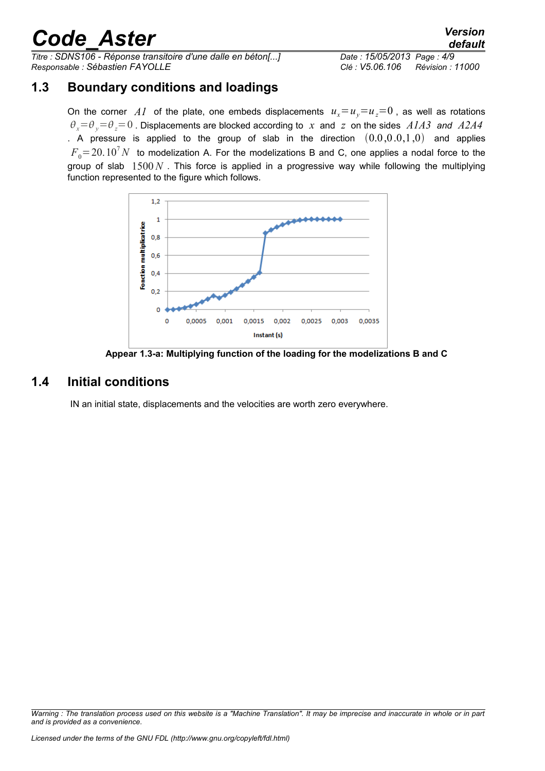## 1.3 Boundary conditions and loadings

On the corner $A1$ of the plate, one embeds displacements $u_x = u_y = u_z = 0$, as well as rotations $\theta_x = \theta_y = \theta_z = 0$. Displacements are blocked according to $x$ and $z$ on the sides $A1A3$ and $A2A4$. A pressure is applied to the group of slab in the direction $(0.0, 0.0, 1, 0)$ and applies $F_0 = 20.10^7 N$ to modelization A. For the modelizations B and C, one applies a nodal force to the group of slab $1500 N$. This force is applied in a progressive way while following the multiplying function represented to the figure which follows.

**Appear 1.3-a: Multiplying function of the loading for the modelizations B and C**

## 1.4 Initial conditions

IN an initial state, displacements and the velocities are worth zero everywhere.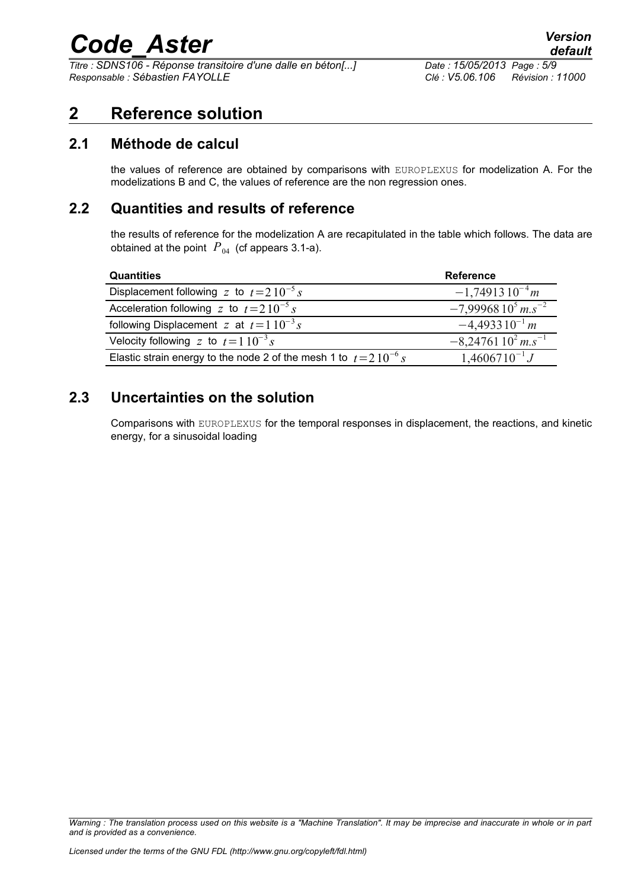# 2 Reference solution

## 2.1 Méthode de calcul

the values of reference are obtained by comparisons with EUROPLEXUS for modelization A. For the modelizations B and C, the values of reference are the non regression ones.

## 2.2 Quantities and results of reference

the results of reference for the modelization A are recapitulated in the table which follows. The data are obtained at the point $P_{04}$ (cf appears 3.1-a).

| Quantities | Reference |
|---|---|
| Displacement following $z$ to $t=2\,10^{-5}\,s$ | $-1{,}74913\,10^{-4}m$ |
| Acceleration following $z$ to $t=2\,10^{-5}\,s$ | $-7{,}99968\,10^{5}\,m.s^{-2}$ |
| following Displacement $z$ at $t=1\,10^{-3}\,s$ | $-4{,}4933\,10^{-1}\,m$ |
| Velocity following $z$ to $t=1\,10^{-3}\,s$ | $-8{,}24761\,10^{2}\,m.s^{-1}$ |
| Elastic strain energy to the node 2 of the mesh 1 to $t=2\,10^{-6}\,s$ | $1{,}46067\,10^{-1}\,J$ |

## 2.3 Uncertainties on the solution

Comparisons with EUROPLEXUS for the temporal responses in displacement, the reactions, and kinetic energy, for a sinusoidal loading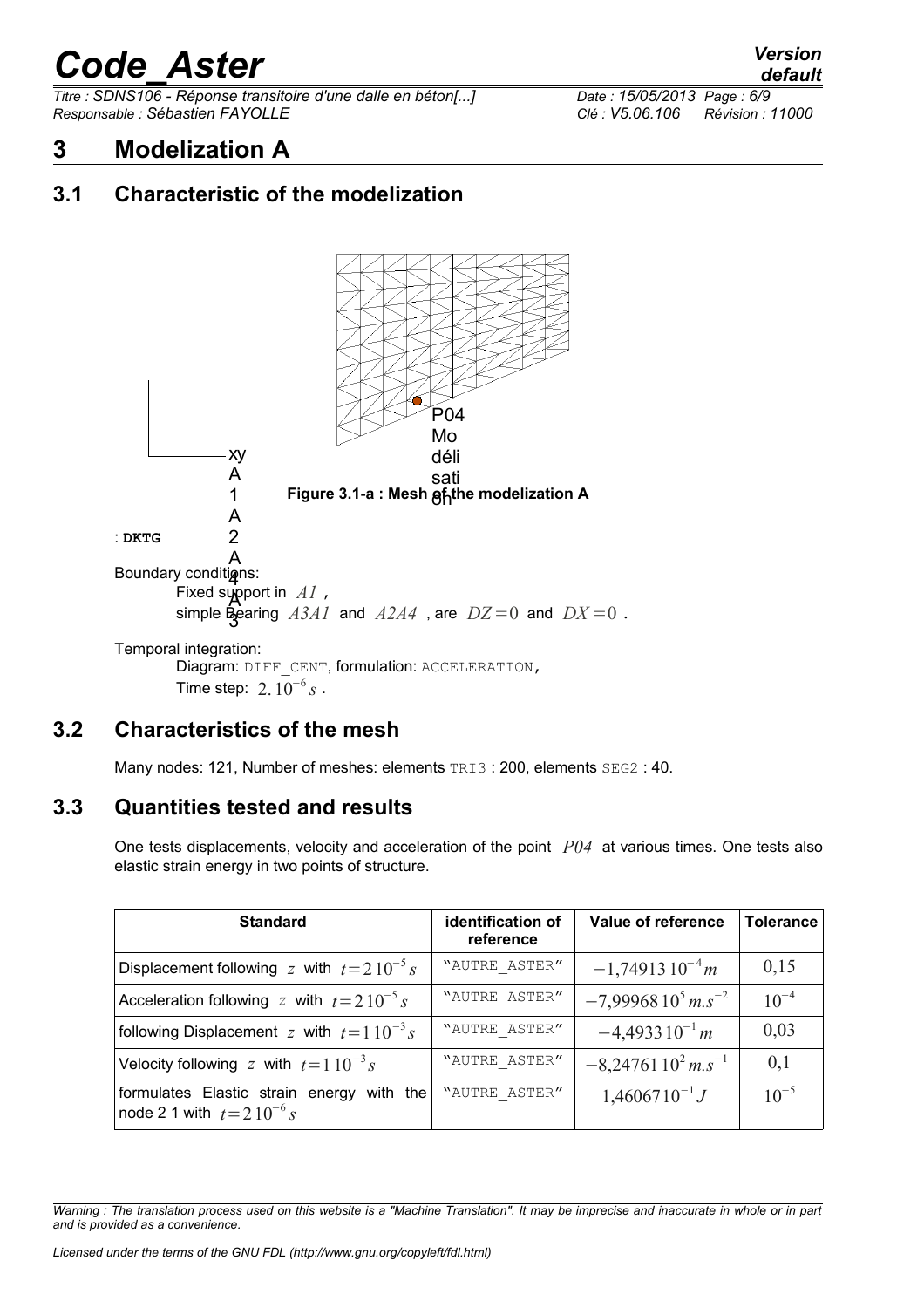# 3 Modelization A

## 3.1 Characteristic of the modelization

Figure 3.1-a : Mesh of the modelization A

: **DKTG**

Boundary conditions:

Fixed support in $A1$ ,

simple Bearing $A3A1$ and $A2A4$ , are $DZ=0$ and $DX=0$ .

Temporal integration:

Diagram: `DIFF_CENT`, formulation: `ACCELERATION`,

Time step: $2.10^{-6}s$ .

## 3.2 Characteristics of the mesh

Many nodes: 121, Number of meshes: elements `TRI3` : 200, elements `SEG2` : 40.

## 3.3 Quantities tested and results

One tests displacements, velocity and acceleration of the point $P04$ at various times. One tests also elastic strain energy in two points of structure.

| Standard | identification of reference | Value of reference | Tolerance |
|---|---|---|---|
| Displacement following $z$ with $t=2\,10^{-5}s$ | "AUTRE_ASTER" | $-1{,}74913\,10^{-4}m$ | 0,15 |
| Acceleration following $z$ with $t=2\,10^{-5}s$ | "AUTRE_ASTER" | $-7{,}99968\,10^{5}m.s^{-2}$ | $10^{-4}$ |
| following Displacement $z$ with $t=1\,10^{-3}s$ | "AUTRE_ASTER" | $-4{,}4933\,10^{-1}m$ | 0,03 |
| Velocity following $z$ with $t=1\,10^{-3}s$ | "AUTRE_ASTER" | $-8{,}24761\,10^{2}m.s^{-1}$ | 0,1 |
| formulates Elastic strain energy with the node 2 1 with $t=2\,10^{-6}s$ | "AUTRE_ASTER" | $1{,}46067\,10^{-1}J$ | $10^{-5}$ |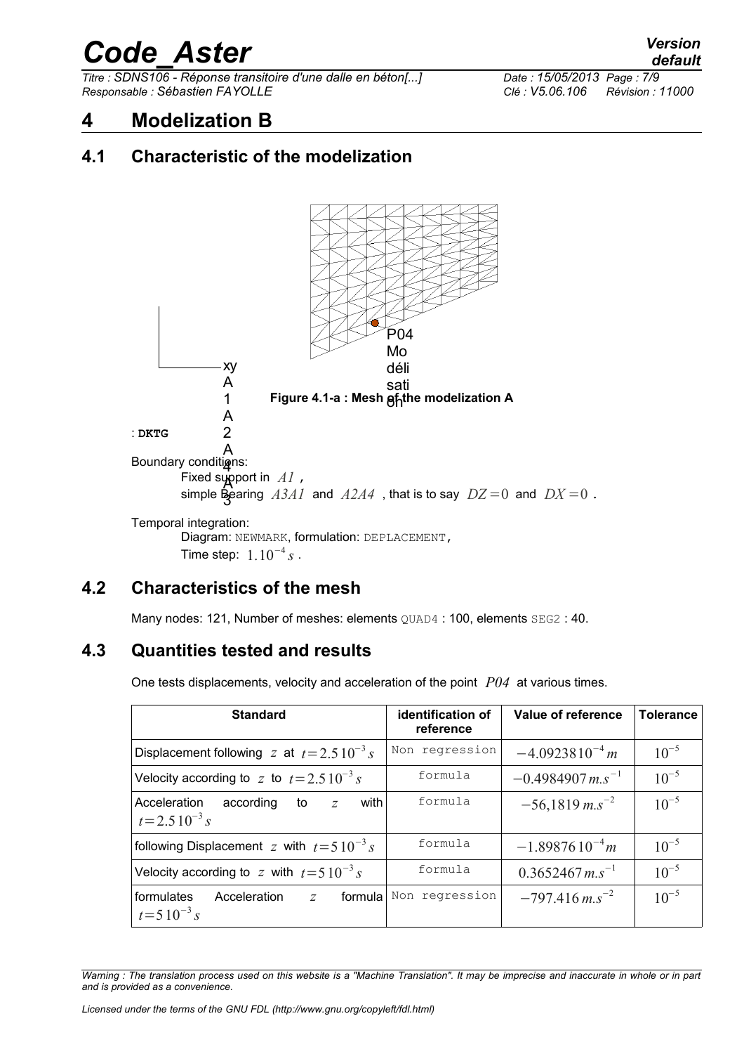# 4 Modelization B

## 4.1 Characteristic of the modelization

Figure 4.1-a : Mesh of the modelization A

: **DKTG**

Boundary conditions:

Fixed support in $A1$ ,

simple Bearing $A3A1$ and $A2A4$ , that is to say $DZ=0$ and $DX=0$ .

Temporal integration:

Diagram: NEWMARK, formulation: DEPLACEMENT,

Time step: $1.10^{-4}s$ .

## 4.2 Characteristics of the mesh

Many nodes: 121, Number of meshes: elements QUAD4 : 100, elements SEG2 : 40.

## 4.3 Quantities tested and results

One tests displacements, velocity and acceleration of the point $P04$ at various times.

| Standard | identification of reference | Value of reference | Tolerance |
|---|---|---|---|
| Displacement following $z$ at $t=2.5\,10^{-3}s$ | Non regression | $-4.09238\,10^{-4}m$ | $10^{-5}$ |
| Velocity according to $z$ to $t=2.5\,10^{-3}s$ | formula | $-0.4984907\,m.s^{-1}$ | $10^{-5}$ |
| Acceleration according to $z$ with $t=2.5\,10^{-3}s$ | formula | $-56{,}1819\,m.s^{-2}$ | $10^{-5}$ |
| following Displacement $z$ with $t=5\,10^{-3}s$ | formula | $-1.89876\,10^{-4}m$ | $10^{-5}$ |
| Velocity according to $z$ with $t=5\,10^{-3}s$ | formula | $0.3652467\,m.s^{-1}$ | $10^{-5}$ |
| formulates Acceleration $z$ formula $t=5\,10^{-3}s$ | Non regression | $-797.416\,m.s^{-2}$ | $10^{-5}$ |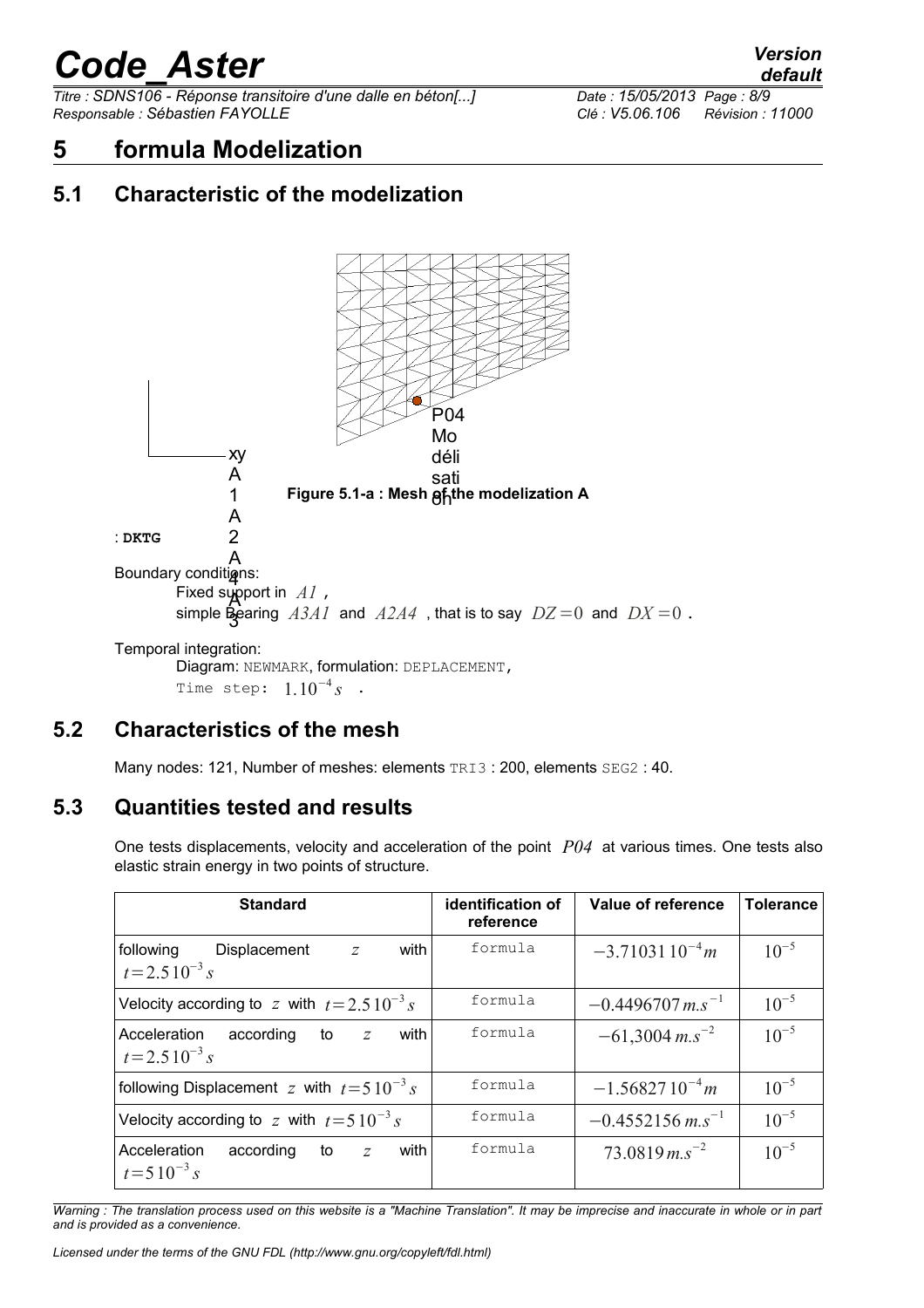# 5 formula Modelization

## 5.1 Characteristic of the modelization

P04

Figure 5.1-a : Mesh of the modelization A

: **DKTG**

Boundary conditions:

Fixed support in $A1$ ,
simple Bearing $A3A1$ and $A2A4$ , that is to say $DZ=0$ and $DX=0$ .

Temporal integration:

Diagram: NEWMARK, formulation: DEPLACEMENT,
Time step: $1.10^{-4}s$ .

## 5.2 Characteristics of the mesh

Many nodes: 121, Number of meshes: elements TRI3 : 200, elements SEG2 : 40.

## 5.3 Quantities tested and results

One tests displacements, velocity and acceleration of the point $P04$ at various times. One tests also elastic strain energy in two points of structure.

| Standard | identification of reference | Value of reference | Tolerance |
|---|---|---|---|
| following Displacement $z$ with $t=2.5\,10^{-3}s$ | formula | $-3.71031\,10^{-4}m$ | $10^{-5}$ |
| Velocity according to $z$ with $t=2.5\,10^{-3}s$ | formula | $-0.4496707\,m.s^{-1}$ | $10^{-5}$ |
| Acceleration according to $z$ with $t=2.5\,10^{-3}s$ | formula | $-61{,}3004\,m.s^{-2}$ | $10^{-5}$ |
| following Displacement $z$ with $t=5\,10^{-3}s$ | formula | $-1.56827\,10^{-4}m$ | $10^{-5}$ |
| Velocity according to $z$ with $t=5\,10^{-3}s$ | formula | $-0.4552156\,m.s^{-1}$ | $10^{-5}$ |
| Acceleration according to $z$ with $t=5\,10^{-3}s$ | formula | $73.0819\,m.s^{-2}$ | $10^{-5}$ |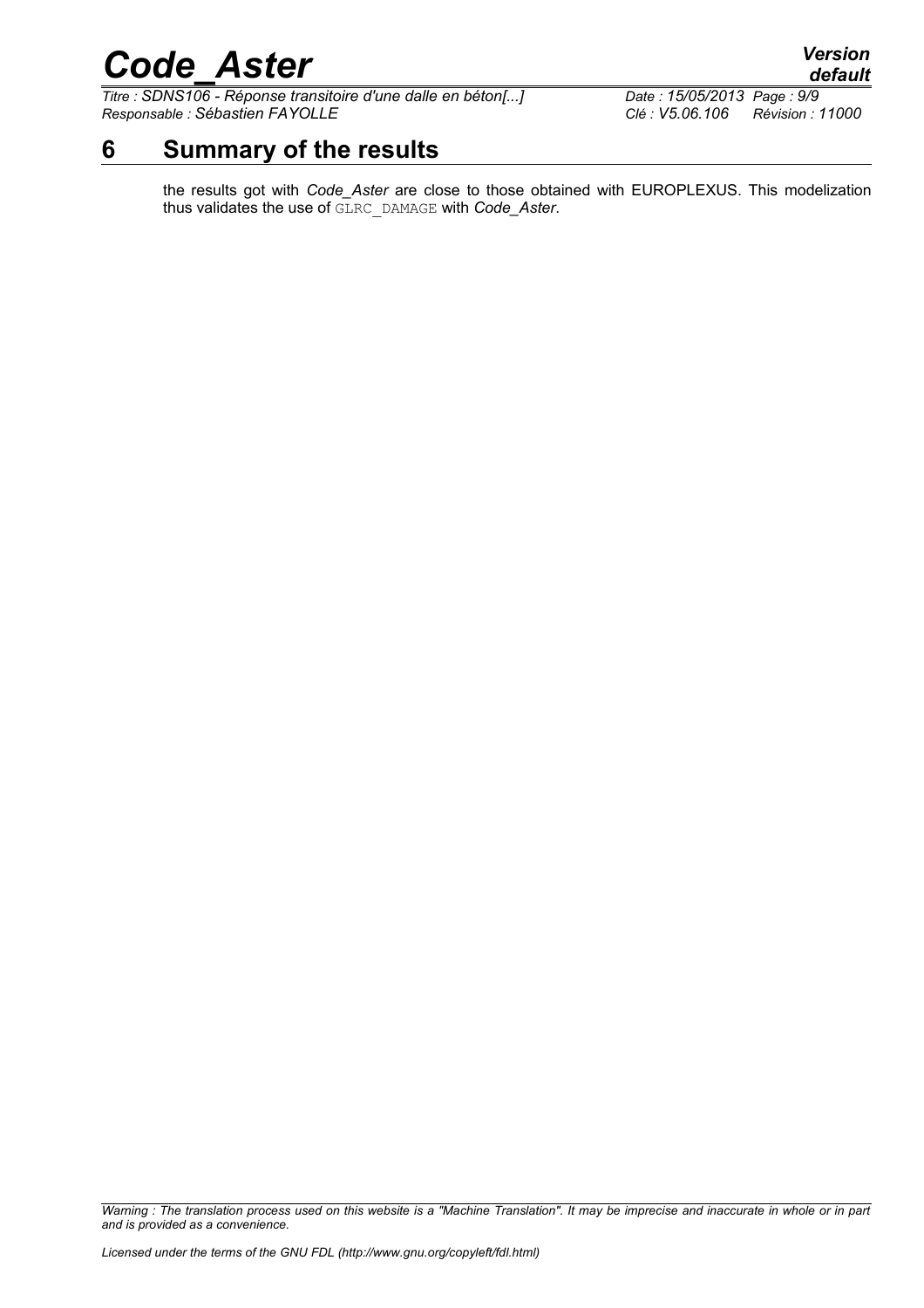# 6 Summary of the results

the results got with *Code_Aster* are close to those obtained with EUROPLEXUS. This modelization thus validates the use of GLRC_DAMAGE with *Code_Aster*.